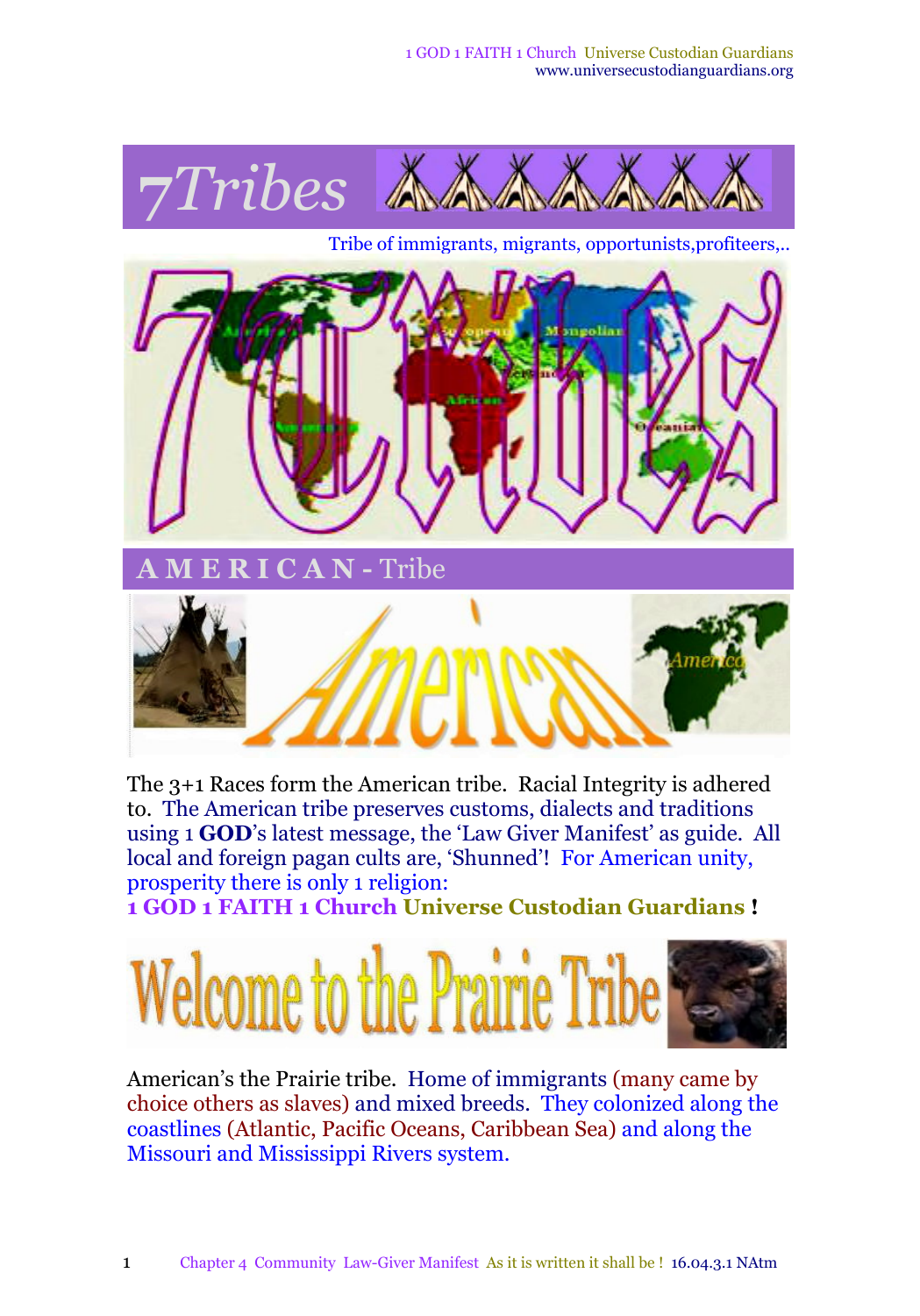# 7Tribes

Tribe of immigrants, migrants, opportunists,profiteers,..

## AMERICAN - Tribe

The 3+1 Races form the American tribe. Racial Integrity is adhered to. The American tribe preserves customs, dialects and traditions using 1 **GOD**'s latest message, the 'Law Giver Manifest' as guide. All local and foreign pagan cults are, 'Shunned'! For American unity, prosperity there is only 1 religion:

**1 GOD 1 FAITH 1 Church Universe Custodian Guardians !**

## Welcome to the Prairie Tribe

American's the Prairie tribe. Home of immigrants (many came by choice others as slaves) and mixed breeds. They colonized along the coastlines (Atlantic, Pacific Oceans, Caribbean Sea) and along the Missouri and Mississippi Rivers system.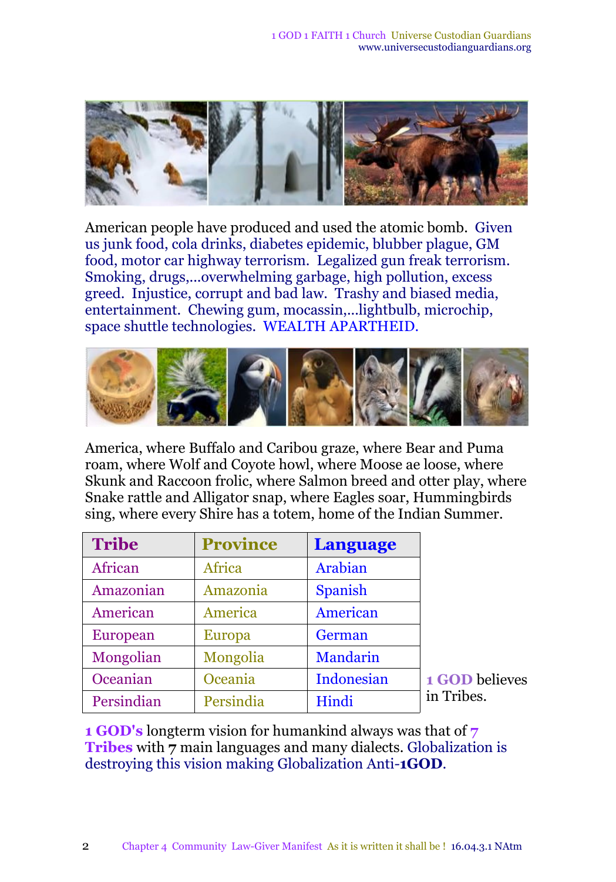American people have produced and used the atomic bomb. Given us junk food, cola drinks, diabetes epidemic, blubber plague, GM food, motor car highway terrorism. Legalized gun freak terrorism. Smoking, drugs,...overwhelming garbage, high pollution, excess greed. Injustice, corrupt and bad law. Trashy and biased media, entertainment. Chewing gum, mocassin,...lightbulb, microchip, space shuttle technologies. WEALTH APARTHEID.

America, where Buffalo and Caribou graze, where Bear and Puma roam, where Wolf and Coyote howl, where Moose ae loose, where Skunk and Raccoon frolic, where Salmon breed and otter play, where Snake rattle and Alligator snap, where Eagles soar, Hummingbirds sing, where every Shire has a totem, home of the Indian Summer.

| Tribe | Province | Language |
|---|---|---|
| African | Africa | Arabian |
| Amazonian | Amazonia | Spanish |
| American | America | American |
| European | Europa | German |
| Mongolian | Mongolia | Mandarin |
| Oceanian | Oceania | Indonesian |
| Persindian | Persindia | Hindi |

**1 GOD** believes in Tribes.

**1 GOD's** longterm vision for humankind always was that of **7 Tribes** with **7** main languages and many dialects. Globalization is destroying this vision making Globalization Anti-**1GOD**.